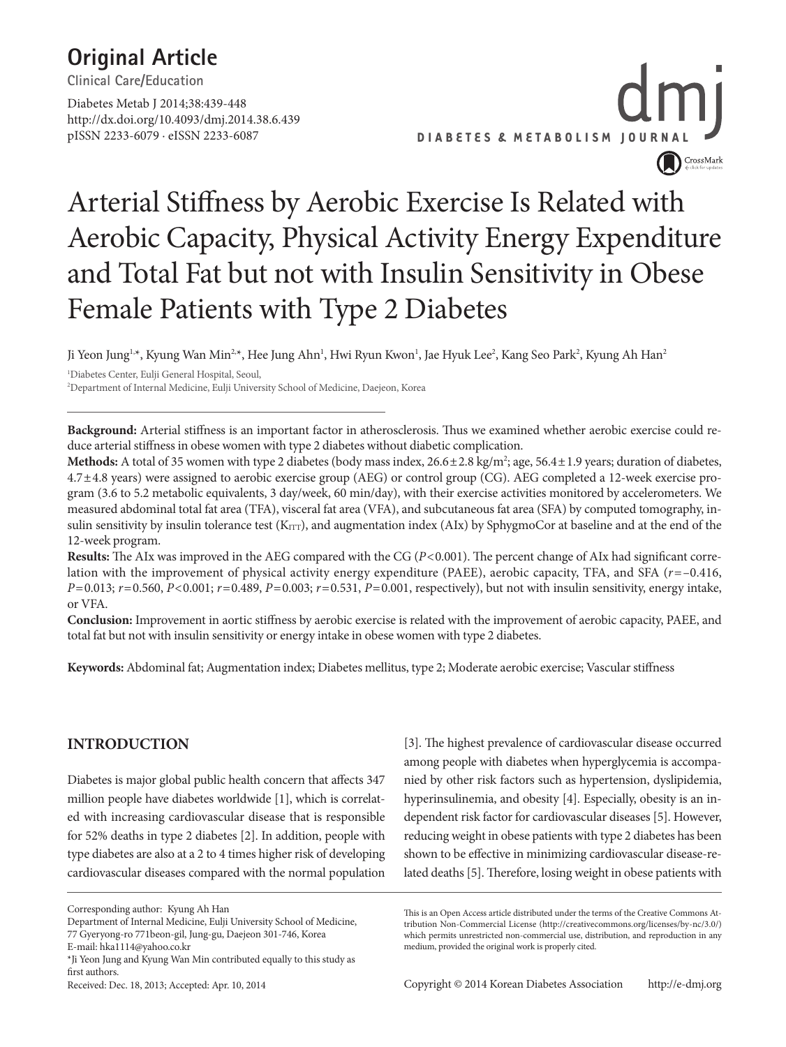**Original Article**
Clinical Care/Education

Diabetes Metab J 2014;38:439-448
http://dx.doi.org/10.4093/dmj.2014.38.6.439
pISSN 2233-6079 · eISSN 2233-6087

# Arterial Stiffness by Aerobic Exercise Is Related with Aerobic Capacity, Physical Activity Energy Expenditure and Total Fat but not with Insulin Sensitivity in Obese Female Patients with Type 2 Diabetes

Ji Yeon Jung[1,*], Kyung Wan Min[2,*], Hee Jung Ahn[1], Hwi Ryun Kwon[1], Jae Hyuk Lee[2], Kang Seo Park[2], Kyung Ah Han[2]

[1]Diabetes Center, Eulji General Hospital, Seoul,
[2]Department of Internal Medicine, Eulji University School of Medicine, Daejeon, Korea

**Background:** Arterial stiffness is an important factor in atherosclerosis. Thus we examined whether aerobic exercise could reduce arterial stiffness in obese women with type 2 diabetes without diabetic complication.

**Methods:** A total of 35 women with type 2 diabetes (body mass index, 26.6±2.8 kg/m$^2$; age, 56.4±1.9 years; duration of diabetes, 4.7±4.8 years) were assigned to aerobic exercise group (AEG) or control group (CG). AEG completed a 12-week exercise program (3.6 to 5.2 metabolic equivalents, 3 day/week, 60 min/day), with their exercise activities monitored by accelerometers. We measured abdominal total fat area (TFA), visceral fat area (VFA), and subcutaneous fat area (SFA) by computed tomography, insulin sensitivity by insulin tolerance test ($K_{ITT}$), and augmentation index (AIx) by SphygmoCor at baseline and at the end of the 12-week program.

**Results:** The AIx was improved in the AEG compared with the CG ($P<0.001$). The percent change of AIx had significant correlation with the improvement of physical activity energy expenditure (PAEE), aerobic capacity, TFA, and SFA ($r=-0.416$, $P=0.013$; $r=0.560$, $P<0.001$; $r=0.489$, $P=0.003$; $r=0.531$, $P=0.001$, respectively), but not with insulin sensitivity, energy intake, or VFA.

**Conclusion:** Improvement in aortic stiffness by aerobic exercise is related with the improvement of aerobic capacity, PAEE, and total fat but not with insulin sensitivity or energy intake in obese women with type 2 diabetes.

**Keywords:** Abdominal fat; Augmentation index; Diabetes mellitus, type 2; Moderate aerobic exercise; Vascular stiffness

## INTRODUCTION

Diabetes is major global public health concern that affects 347 million people have diabetes worldwide [1], which is correlated with increasing cardiovascular disease that is responsible for 52% deaths in type 2 diabetes [2]. In addition, people with type diabetes are also at a 2 to 4 times higher risk of developing cardiovascular diseases compared with the normal population [3]. The highest prevalence of cardiovascular disease occurred among people with diabetes when hyperglycemia is accompanied by other risk factors such as hypertension, dyslipidemia, hyperinsulinemia, and obesity [4]. Especially, obesity is an independent risk factor for cardiovascular diseases [5]. However, reducing weight in obese patients with type 2 diabetes has been shown to be effective in minimizing cardiovascular disease-related deaths [5]. Therefore, losing weight in obese patients with

Corresponding author: Kyung Ah Han
Department of Internal Medicine, Eulji University School of Medicine, 77 Gyeryong-ro 771beon-gil, Jung-gu, Daejeon 301-746, Korea
E-mail: hka1114@yahoo.co.kr
*Ji Yeon Jung and Kyung Wan Min contributed equally to this study as first authors.
Received: Dec. 18, 2013; Accepted: Apr. 10, 2014

This is an Open Access article distributed under the terms of the Creative Commons Attribution Non-Commercial License (http://creativecommons.org/licenses/by-nc/3.0/) which permits unrestricted non-commercial use, distribution, and reproduction in any medium, provided the original work is properly cited.

Copyright © 2014 Korean Diabetes Association http://e-dmj.org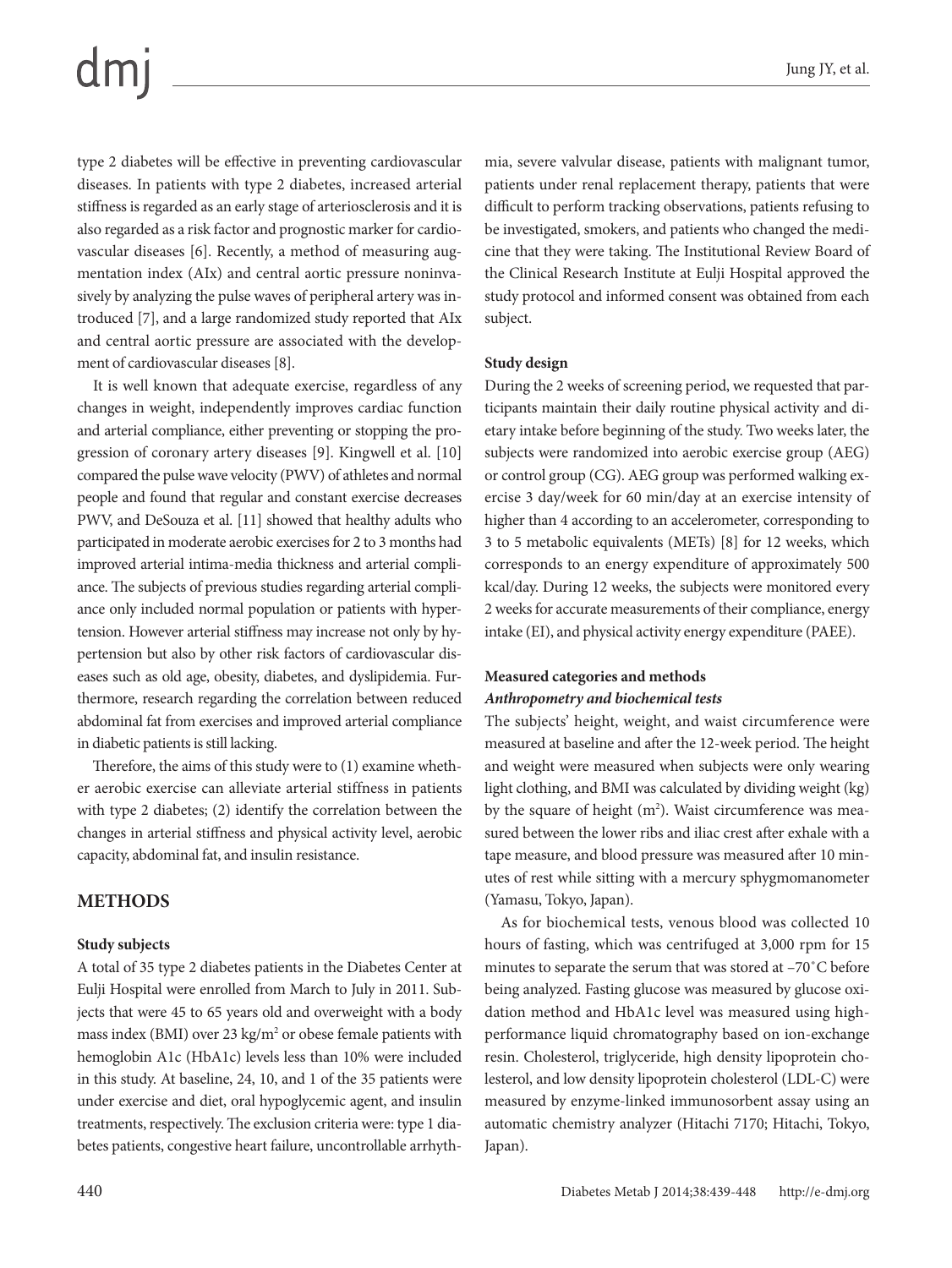type 2 diabetes will be effective in preventing cardiovascular diseases. In patients with type 2 diabetes, increased arterial stiffness is regarded as an early stage of arteriosclerosis and it is also regarded as a risk factor and prognostic marker for cardiovascular diseases [6]. Recently, a method of measuring augmentation index (AIx) and central aortic pressure noninvasively by analyzing the pulse waves of peripheral artery was introduced [7], and a large randomized study reported that AIx and central aortic pressure are associated with the development of cardiovascular diseases [8].

It is well known that adequate exercise, regardless of any changes in weight, independently improves cardiac function and arterial compliance, either preventing or stopping the progression of coronary artery diseases [9]. Kingwell et al. [10] compared the pulse wave velocity (PWV) of athletes and normal people and found that regular and constant exercise decreases PWV, and DeSouza et al. [11] showed that healthy adults who participated in moderate aerobic exercises for 2 to 3 months had improved arterial intima-media thickness and arterial compliance. The subjects of previous studies regarding arterial compliance only included normal population or patients with hypertension. However arterial stiffness may increase not only by hypertension but also by other risk factors of cardiovascular diseases such as old age, obesity, diabetes, and dyslipidemia. Furthermore, research regarding the correlation between reduced abdominal fat from exercises and improved arterial compliance in diabetic patients is still lacking.

Therefore, the aims of this study were to (1) examine whether aerobic exercise can alleviate arterial stiffness in patients with type 2 diabetes; (2) identify the correlation between the changes in arterial stiffness and physical activity level, aerobic capacity, abdominal fat, and insulin resistance.

## METHODS

### Study subjects

A total of 35 type 2 diabetes patients in the Diabetes Center at Eulji Hospital were enrolled from March to July in 2011. Subjects that were 45 to 65 years old and overweight with a body mass index (BMI) over 23 kg/m$^2$ or obese female patients with hemoglobin A1c (HbA1c) levels less than 10% were included in this study. At baseline, 24, 10, and 1 of the 35 patients were under exercise and diet, oral hypoglycemic agent, and insulin treatments, respectively. The exclusion criteria were: type 1 diabetes patients, congestive heart failure, uncontrollable arrhythmia, severe valvular disease, patients with malignant tumor, patients under renal replacement therapy, patients that were difficult to perform tracking observations, patients refusing to be investigated, smokers, and patients who changed the medicine that they were taking. The Institutional Review Board of the Clinical Research Institute at Eulji Hospital approved the study protocol and informed consent was obtained from each subject.

### Study design

During the 2 weeks of screening period, we requested that participants maintain their daily routine physical activity and dietary intake before beginning of the study. Two weeks later, the subjects were randomized into aerobic exercise group (AEG) or control group (CG). AEG group was performed walking exercise 3 day/week for 60 min/day at an exercise intensity of higher than 4 according to an accelerometer, corresponding to 3 to 5 metabolic equivalents (METs) [8] for 12 weeks, which corresponds to an energy expenditure of approximately 500 kcal/day. During 12 weeks, the subjects were monitored every 2 weeks for accurate measurements of their compliance, energy intake (EI), and physical activity energy expenditure (PAEE).

### Measured categories and methods

#### *Anthropometry and biochemical tests*

The subjects' height, weight, and waist circumference were measured at baseline and after the 12-week period. The height and weight were measured when subjects were only wearing light clothing, and BMI was calculated by dividing weight (kg) by the square of height (m$^2$). Waist circumference was measured between the lower ribs and iliac crest after exhale with a tape measure, and blood pressure was measured after 10 minutes of rest while sitting with a mercury sphygmomanometer (Yamasu, Tokyo, Japan).

As for biochemical tests, venous blood was collected 10 hours of fasting, which was centrifuged at 3,000 rpm for 15 minutes to separate the serum that was stored at –70˚C before being analyzed. Fasting glucose was measured by glucose oxidation method and HbA1c level was measured using high-performance liquid chromatography based on ion-exchange resin. Cholesterol, triglyceride, high density lipoprotein cholesterol, and low density lipoprotein cholesterol (LDL-C) were measured by enzyme-linked immunosorbent assay using an automatic chemistry analyzer (Hitachi 7170; Hitachi, Tokyo, Japan).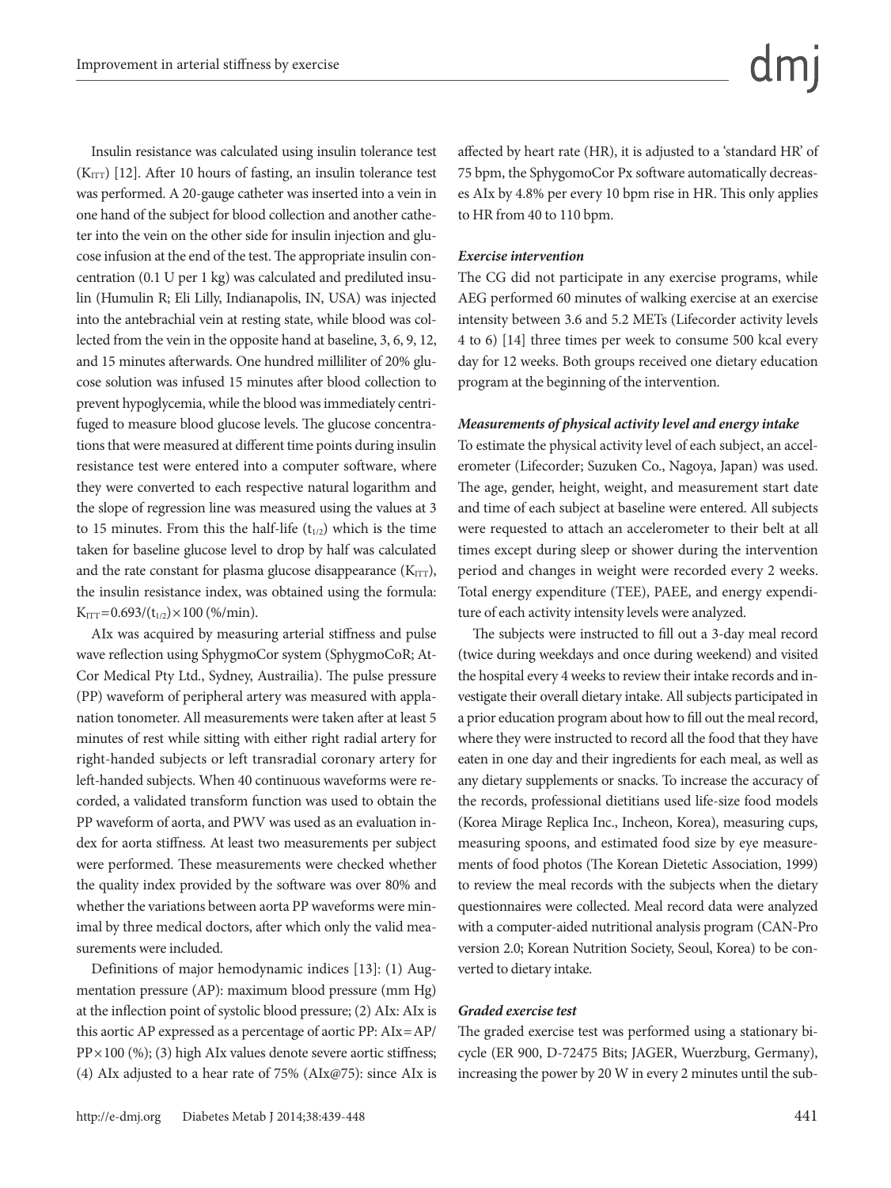Insulin resistance was calculated using insulin tolerance test ($K_{ITT}$) [12]. After 10 hours of fasting, an insulin tolerance test was performed. A 20-gauge catheter was inserted into a vein in one hand of the subject for blood collection and another catheter into the vein on the other side for insulin injection and glucose infusion at the end of the test. The appropriate insulin concentration (0.1 U per 1 kg) was calculated and prediluted insulin (Humulin R; Eli Lilly, Indianapolis, IN, USA) was injected into the antebrachial vein at resting state, while blood was collected from the vein in the opposite hand at baseline, 3, 6, 9, 12, and 15 minutes afterwards. One hundred milliliter of 20% glucose solution was infused 15 minutes after blood collection to prevent hypoglycemia, while the blood was immediately centrifuged to measure blood glucose levels. The glucose concentrations that were measured at different time points during insulin resistance test were entered into a computer software, where they were converted to each respective natural logarithm and the slope of regression line was measured using the values at 3 to 15 minutes. From this the half-life ($t_{1/2}$) which is the time taken for baseline glucose level to drop by half was calculated and the rate constant for plasma glucose disappearance ($K_{ITT}$), the insulin resistance index, was obtained using the formula: $K_{ITT}=0.693/(t_{1/2})\times 100$ (%/min).

AIx was acquired by measuring arterial stiffness and pulse wave reflection using SphygmoCor system (SphygmoCoR; AtCor Medical Pty Ltd., Sydney, Austrailia). The pulse pressure (PP) waveform of peripheral artery was measured with applanation tonometer. All measurements were taken after at least 5 minutes of rest while sitting with either right radial artery for right-handed subjects or left transradial coronary artery for left-handed subjects. When 40 continuous waveforms were recorded, a validated transform function was used to obtain the PP waveform of aorta, and PWV was used as an evaluation index for aorta stiffness. At least two measurements per subject were performed. These measurements were checked whether the quality index provided by the software was over 80% and whether the variations between aorta PP waveforms were minimal by three medical doctors, after which only the valid measurements were included.

Definitions of major hemodynamic indices [13]: (1) Augmentation pressure (AP): maximum blood pressure (mm Hg) at the inflection point of systolic blood pressure; (2) AIx: AIx is this aortic AP expressed as a percentage of aortic PP: $AIx=AP/PP\times 100$ (%); (3) high AIx values denote severe aortic stiffness; (4) AIx adjusted to a hear rate of 75% (AIx@75): since AIx is affected by heart rate (HR), it is adjusted to a 'standard HR' of 75 bpm, the SphygomoCor Px software automatically decreases AIx by 4.8% per every 10 bpm rise in HR. This only applies to HR from 40 to 110 bpm.

### *Exercise intervention*

The CG did not participate in any exercise programs, while AEG performed 60 minutes of walking exercise at an exercise intensity between 3.6 and 5.2 METs (Lifecorder activity levels 4 to 6) [14] three times per week to consume 500 kcal every day for 12 weeks. Both groups received one dietary education program at the beginning of the intervention.

### *Measurements of physical activity level and energy intake*

To estimate the physical activity level of each subject, an accelerometer (Lifecorder; Suzuken Co., Nagoya, Japan) was used. The age, gender, height, weight, and measurement start date and time of each subject at baseline were entered. All subjects were requested to attach an accelerometer to their belt at all times except during sleep or shower during the intervention period and changes in weight were recorded every 2 weeks. Total energy expenditure (TEE), PAEE, and energy expenditure of each activity intensity levels were analyzed.

The subjects were instructed to fill out a 3-day meal record (twice during weekdays and once during weekend) and visited the hospital every 4 weeks to review their intake records and investigate their overall dietary intake. All subjects participated in a prior education program about how to fill out the meal record, where they were instructed to record all the food that they have eaten in one day and their ingredients for each meal, as well as any dietary supplements or snacks. To increase the accuracy of the records, professional dietitians used life-size food models (Korea Mirage Replica Inc., Incheon, Korea), measuring cups, measuring spoons, and estimated food size by eye measurements of food photos (The Korean Dietetic Association, 1999) to review the meal records with the subjects when the dietary questionnaires were collected. Meal record data were analyzed with a computer-aided nutritional analysis program (CAN-Pro version 2.0; Korean Nutrition Society, Seoul, Korea) to be converted to dietary intake.

### *Graded exercise test*

The graded exercise test was performed using a stationary bicycle (ER 900, D-72475 Bits; JAGER, Wuerzburg, Germany), increasing the power by 20 W in every 2 minutes until the sub-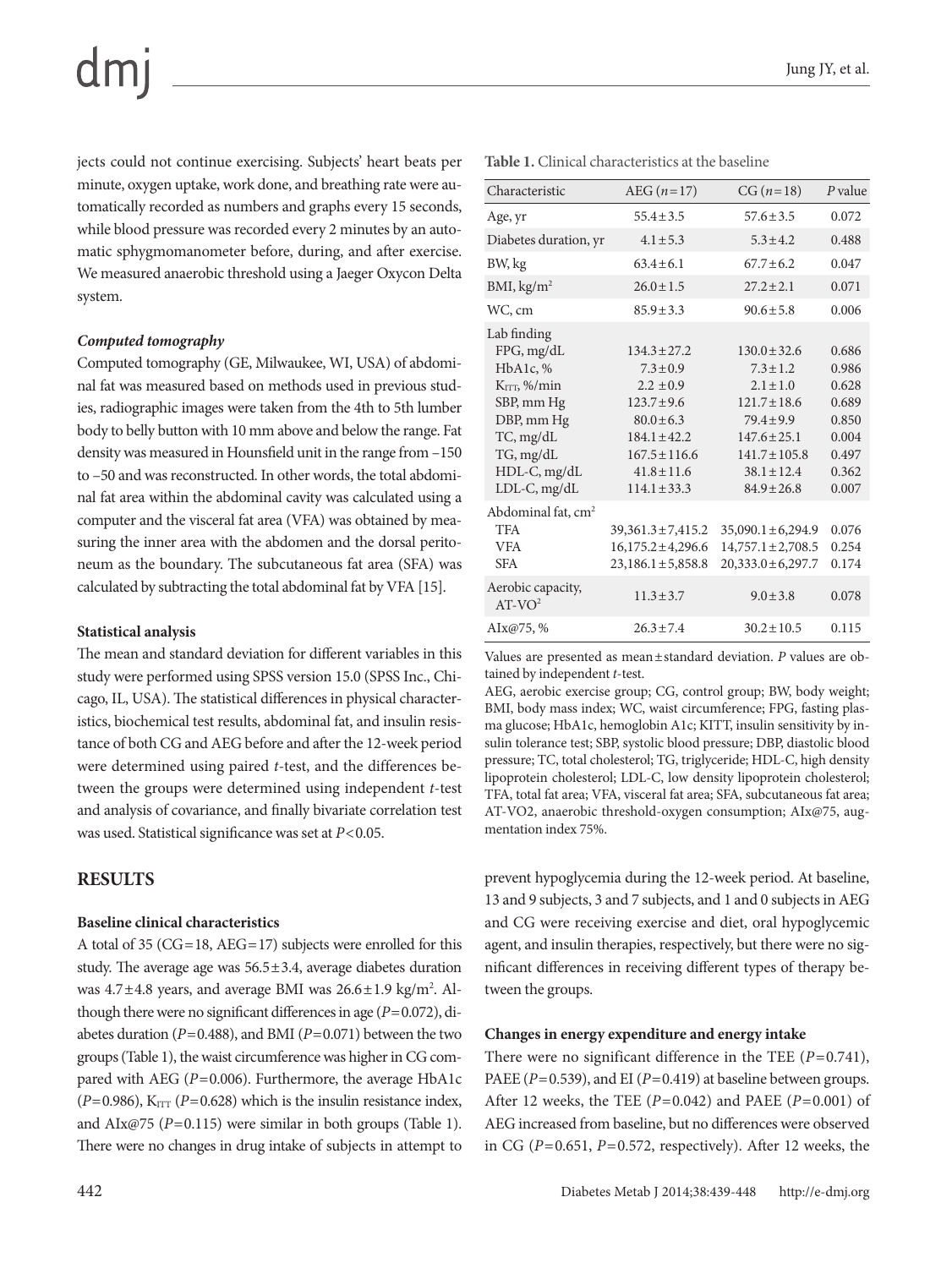jects could not continue exercising. Subjects' heart beats per minute, oxygen uptake, work done, and breathing rate were automatically recorded as numbers and graphs every 15 seconds, while blood pressure was recorded every 2 minutes by an automatic sphygmomanometer before, during, and after exercise. We measured anaerobic threshold using a Jaeger Oxycon Delta system.

***Computed tomography***

Computed tomography (GE, Milwaukee, WI, USA) of abdominal fat was measured based on methods used in previous studies, radiographic images were taken from the 4th to 5th lumber body to belly button with 10 mm above and below the range. Fat density was measured in Hounsfield unit in the range from −150 to −50 and was reconstructed. In other words, the total abdominal fat area within the abdominal cavity was calculated using a computer and the visceral fat area (VFA) was obtained by measuring the inner area with the abdomen and the dorsal peritoneum as the boundary. The subcutaneous fat area (SFA) was calculated by subtracting the total abdominal fat by VFA [15].

**Statistical analysis**

The mean and standard deviation for different variables in this study were performed using SPSS version 15.0 (SPSS Inc., Chicago, IL, USA). The statistical differences in physical characteristics, biochemical test results, abdominal fat, and insulin resistance of both CG and AEG before and after the 12-week period were determined using paired *t*-test, and the differences between the groups were determined using independent *t*-test and analysis of covariance, and finally bivariate correlation test was used. Statistical significance was set at $P<0.05$.

## RESULTS

**Baseline clinical characteristics**

A total of 35 (CG=18, AEG=17) subjects were enrolled for this study. The average age was 56.5±3.4, average diabetes duration was 4.7±4.8 years, and average BMI was 26.6±1.9 kg/m$^2$. Although there were no significant differences in age ($P=0.072$), diabetes duration ($P=0.488$), and BMI ($P=0.071$) between the two groups (Table 1), the waist circumference was higher in CG compared with AEG ($P=0.006$). Furthermore, the average HbA1c ($P=0.986$), $K_{ITT}$ ($P=0.628$) which is the insulin resistance index, and AIx@75 ($P=0.115$) were similar in both groups (Table 1). There were no changes in drug intake of subjects in attempt to prevent hypoglycemia during the 12-week period. At baseline, 13 and 9 subjects, 3 and 7 subjects, and 1 and 0 subjects in AEG and CG were receiving exercise and diet, oral hypoglycemic agent, and insulin therapies, respectively, but there were no significant differences in receiving different types of therapy between the groups.

**Table 1.** Clinical characteristics at the baseline

| Characteristic | AEG ($n$=17) | CG ($n$=18) | $P$ value |
|---|---|---|---|
| Age, yr | 55.4±3.5 | 57.6±3.5 | 0.072 |
| Diabetes duration, yr | 4.1±5.3 | 5.3±4.2 | 0.488 |
| BW, kg | 63.4±6.1 | 67.7±6.2 | 0.047 |
| BMI, kg/m$^2$ | 26.0±1.5 | 27.2±2.1 | 0.071 |
| WC, cm | 85.9±3.3 | 90.6±5.8 | 0.006 |
| Lab finding | | | |
| FPG, mg/dL | 134.3±27.2 | 130.0±32.6 | 0.686 |
| HbA1c, % | 7.3±0.9 | 7.3±1.2 | 0.986 |
| $K_{ITT}$, %/min | 2.2±0.9 | 2.1±1.0 | 0.628 |
| SBP, mm Hg | 123.7±9.6 | 121.7±18.6 | 0.689 |
| DBP, mm Hg | 80.0±6.3 | 79.4±9.9 | 0.850 |
| TC, mg/dL | 184.1±42.2 | 147.6±25.1 | 0.004 |
| TG, mg/dL | 167.5±116.6 | 141.7±105.8 | 0.497 |
| HDL-C, mg/dL | 41.8±11.6 | 38.1±12.4 | 0.362 |
| LDL-C, mg/dL | 114.1±33.3 | 84.9±26.8 | 0.007 |
| Abdominal fat, cm$^2$ | | | |
| TFA | 39,361.3±7,415.2 | 35,090.1±6,294.9 | 0.076 |
| VFA | 16,175.2±4,296.6 | 14,757.1±2,708.5 | 0.254 |
| SFA | 23,186.1±5,858.8 | 20,333.0±6,297.7 | 0.174 |
| Aerobic capacity, AT-VO$^2$ | 11.3±3.7 | 9.0±3.8 | 0.078 |
| AIx@75, % | 26.3±7.4 | 30.2±10.5 | 0.115 |

Values are presented as mean±standard deviation. $P$ values are obtained by independent $t$-test.
AEG, aerobic exercise group; CG, control group; BW, body weight; BMI, body mass index; WC, waist circumference; FPG, fasting plasma glucose; HbA1c, hemoglobin A1c; KITT, insulin sensitivity by insulin tolerance test; SBP, systolic blood pressure; DBP, diastolic blood pressure; TC, total cholesterol; TG, triglyceride; HDL-C, high density lipoprotein cholesterol; LDL-C, low density lipoprotein cholesterol; TFA, total fat area; VFA, visceral fat area; SFA, subcutaneous fat area; AT-VO2, anaerobic threshold-oxygen consumption; AIx@75, augmentation index 75%.

**Changes in energy expenditure and energy intake**

There were no significant difference in the TEE ($P=0.741$), PAEE ($P=0.539$), and EI ($P=0.419$) at baseline between groups. After 12 weeks, the TEE ($P=0.042$) and PAEE ($P=0.001$) of AEG increased from baseline, but no differences were observed in CG ($P=0.651$, $P=0.572$, respectively). After 12 weeks, the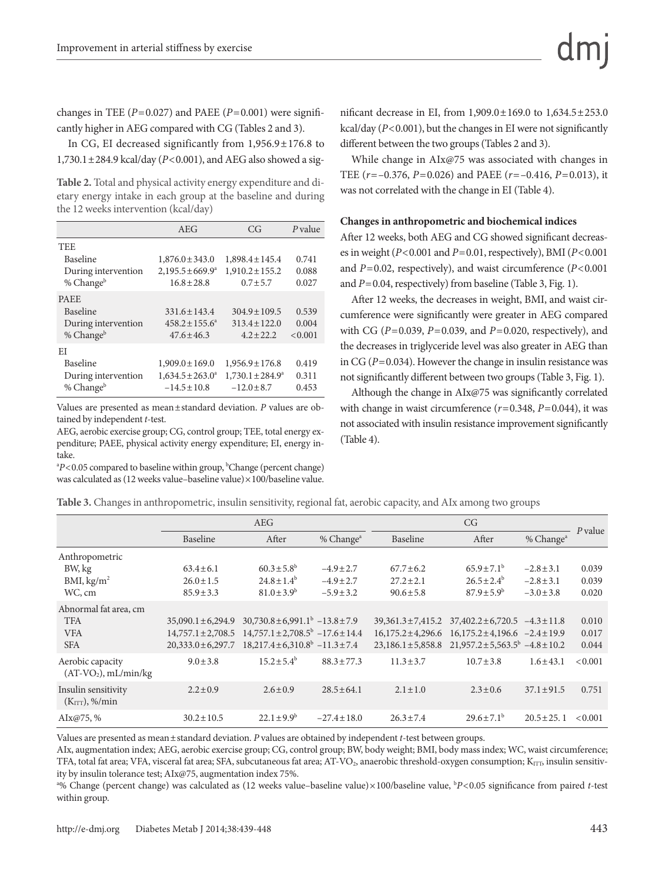changes in TEE ($P=0.027$) and PAEE ($P=0.001$) were significantly higher in AEG compared with CG (Tables 2 and 3).

In CG, EI decreased significantly from 1,956.9±176.8 to 1,730.1±284.9 kcal/day ($P<0.001$), and AEG also showed a significant decrease in EI, from 1,909.0±169.0 to 1,634.5±253.0 kcal/day ($P<0.001$), but the changes in EI were not significantly different between the two groups (Tables 2 and 3).

While change in AIx@75 was associated with changes in TEE ($r=-0.376$, $P=0.026$) and PAEE ($r=-0.416$, $P=0.013$), it was not correlated with the change in EI (Table 4).

**Table 2.** Total and physical activity energy expenditure and dietary energy intake in each group at the baseline and during the 12 weeks intervention (kcal/day)

| | AEG | CG | *P* value |
|---|---|---|---|
| TEE | | | |
| Baseline | 1,876.0±343.0 | 1,898.4±145.4 | 0.741 |
| During intervention | 2,195.5±669.9[a] | 1,910.2±155.2 | 0.088 |
| % Change[b] | 16.8±28.8 | 0.7±5.7 | 0.027 |
| PAEE | | | |
| Baseline | 331.6±143.4 | 304.9±109.5 | 0.539 |
| During intervention | 458.2±155.6[a] | 313.4±122.0 | 0.004 |
| % Change[b] | 47.6±46.3 | 4.2±22.2 | <0.001 |
| EI | | | |
| Baseline | 1,909.0±169.0 | 1,956.9±176.8 | 0.419 |
| During intervention | 1,634.5±263.0[a] | 1,730.1±284.9[a] | 0.311 |
| % Change[b] | −14.5±10.8 | −12.0±8.7 | 0.453 |

Values are presented as mean±standard deviation. *P* values are obtained by independent *t*-test.

AEG, aerobic exercise group; CG, control group; TEE, total energy expenditure; PAEE, physical activity energy expenditure; EI, energy intake.

[a]$P<0.05$ compared to baseline within group, [b]Change (percent change) was calculated as (12 weeks value–baseline value)×100/baseline value.

**Changes in anthropometric and biochemical indices**

After 12 weeks, both AEG and CG showed significant decreases in weight ($P<0.001$ and $P=0.01$, respectively), BMI ($P<0.001$ and $P=0.02$, respectively), and waist circumference ($P<0.001$ and $P=0.04$, respectively) from baseline (Table 3, Fig. 1).

After 12 weeks, the decreases in weight, BMI, and waist circumference were significantly were greater in AEG compared with CG ($P=0.039$, $P=0.039$, and $P=0.020$, respectively), and the decreases in triglyceride level was also greater in AEG than in CG ($P=0.034$). However the change in insulin resistance was not significantly different between two groups (Table 3, Fig. 1).

Although the change in AIx@75 was significantly correlated with change in waist circumference ($r=0.348$, $P=0.044$), it was not associated with insulin resistance improvement significantly (Table 4).

**Table 3.** Changes in anthropometric, insulin sensitivity, regional fat, aerobic capacity, and AIx among two groups

| | AEG | | | CG | | | *P* value |
|---|---|---|---|---|---|---|---|
| | Baseline | After | % Change[a] | Baseline | After | % Change[a] | |
| Anthropometric | | | | | | | |
| BW, kg | 63.4±6.1 | 60.3±5.8[b] | −4.9±2.7 | 67.7±6.2 | 65.9±7.1[b] | −2.8±3.1 | 0.039 |
| BMI, kg/m$^2$ | 26.0±1.5 | 24.8±1.4[b] | −4.9±2.7 | 27.2±2.1 | 26.5±2.4[b] | −2.8±3.1 | 0.039 |
| WC, cm | 85.9±3.3 | 81.0±3.9[b] | −5.9±3.2 | 90.6±5.8 | 87.9±5.9[b] | −3.0±3.8 | 0.020 |
| Abnormal fat area, cm | | | | | | | |
| TFA | 35,090.1±6,294.9 | 30,730.8±6,991.1[b] | −13.8±7.9 | 39,361.3±7,415.2 | 37,402.2±6,720.5 | −4.3±11.8 | 0.010 |
| VFA | 14,757.1±2,708.5 | 14,757.1±2,708.5[b] | −17.6±14.4 | 16,175.2±4,296.6 | 16,175.2±4,196.6 | −2.4±19.9 | 0.017 |
| SFA | 20,333.0±6,297.7 | 18,217.4±6,310.8[b] | −11.3±7.4 | 23,186.1±5,858.8 | 21,957.2±5,563.5[b] | −4.8±10.2 | 0.044 |
| Aerobic capacity (AT-$VO_2$), mL/min/kg | 9.0±3.8 | 15.2±5.4[b] | 88.3±77.3 | 11.3±3.7 | 10.7±3.8 | 1.6±43.1 | <0.001 |
| Insulin sensitivity ($K_{ITT}$), %/min | 2.2±0.9 | 2.6±0.9 | 28.5±64.1 | 2.1±1.0 | 2.3±0.6 | 37.1±91.5 | 0.751 |
| AIx@75, % | 30.2±10.5 | 22.1±9.9[b] | −27.4±18.0 | 26.3±7.4 | 29.6±7.1[b] | 20.5±25. 1 | <0.001 |

Values are presented as mean±standard deviation. *P* values are obtained by independent *t*-test between groups.

AIx, augmentation index; AEG, aerobic exercise group; CG, control group; BW, body weight; BMI, body mass index; WC, waist circumference; TFA, total fat area; VFA, visceral fat area; SFA, subcutaneous fat area; AT-$VO_2$, anaerobic threshold-oxygen consumption; $K_{ITT}$, insulin sensitivity by insulin tolerance test; AIx@75, augmentation index 75%.

[a]% Change (percent change) was calculated as (12 weeks value–baseline value)×100/baseline value, [b]$P<0.05$ significance from paired *t*-test within group.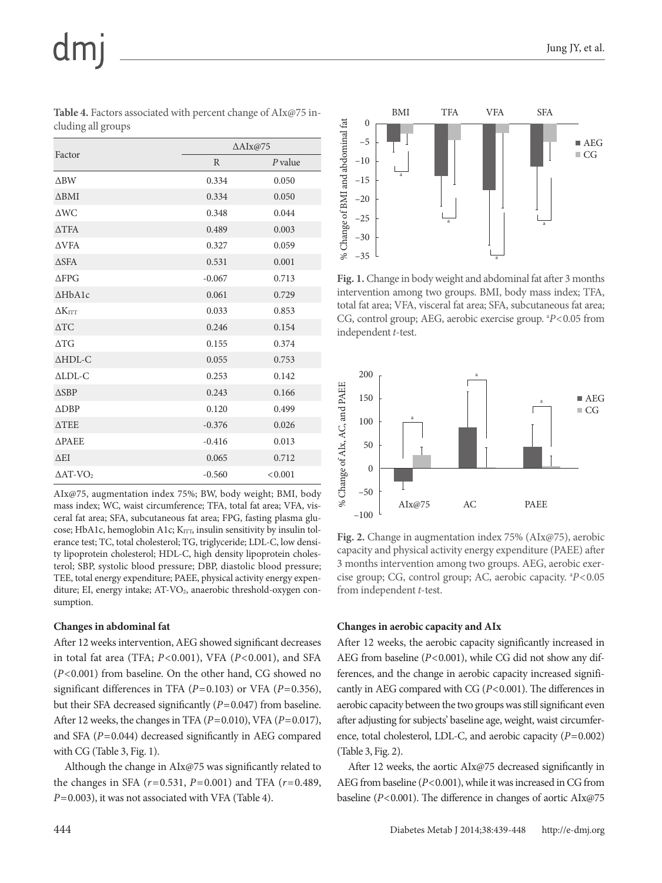**Table 4.** Factors associated with percent change of AIx@75 including all groups

| Factor | ΔAIx@75 | |
|---|---|---|
| | R | *P* value |
| ΔBW | 0.334 | 0.050 |
| ΔBMI | 0.334 | 0.050 |
| ΔWC | 0.348 | 0.044 |
| ΔTFA | 0.489 | 0.003 |
| ΔVFA | 0.327 | 0.059 |
| ΔSFA | 0.531 | 0.001 |
| ΔFPG | -0.067 | 0.713 |
| ΔHbA1c | 0.061 | 0.729 |
| $\Delta K_{ITT}$ | 0.033 | 0.853 |
| ΔTC | 0.246 | 0.154 |
| ΔTG | 0.155 | 0.374 |
| ΔHDL-C | 0.055 | 0.753 |
| ΔLDL-C | 0.253 | 0.142 |
| ΔSBP | 0.243 | 0.166 |
| ΔDBP | 0.120 | 0.499 |
| ΔTEE | -0.376 | 0.026 |
| ΔPAEE | -0.416 | 0.013 |
| ΔEI | 0.065 | 0.712 |
| $\Delta$AT-$VO_2$ | -0.560 | <0.001 |

AIx@75, augmentation index 75%; BW, body weight; BMI, body mass index; WC, waist circumference; TFA, total fat area; VFA, visceral fat area; SFA, subcutaneous fat area; FPG, fasting plasma glucose; HbA1c, hemoglobin A1c; $K_{ITT}$, insulin sensitivity by insulin tolerance test; TC, total cholesterol; TG, triglyceride; LDL-C, low density lipoprotein cholesterol; HDL-C, high density lipoprotein cholesterol; SBP, systolic blood pressure; DBP, diastolic blood pressure; TEE, total energy expenditure; PAEE, physical activity energy expenditure; EI, energy intake; AT-$VO_2$, anaerobic threshold-oxygen consumption.

**Fig. 1.** Change in body weight and abdominal fat after 3 months intervention among two groups. BMI, body mass index; TFA, total fat area; VFA, visceral fat area; SFA, subcutaneous fat area; CG, control group; AEG, aerobic exercise group. [a]$P<0.05$ from independent *t*-test.

**Fig. 2.** Change in augmentation index 75% (AIx@75), aerobic capacity and physical activity energy expenditure (PAEE) after 3 months intervention among two groups. AEG, aerobic exercise group; CG, control group; AC, aerobic capacity. [a]$P<0.05$ from independent *t*-test.

### Changes in abdominal fat

After 12 weeks intervention, AEG showed significant decreases in total fat area (TFA; $P<0.001$), VFA ($P<0.001$), and SFA ($P<0.001$) from baseline. On the other hand, CG showed no significant differences in TFA ($P=0.103$) or VFA ($P=0.356$), but their SFA decreased significantly ($P=0.047$) from baseline. After 12 weeks, the changes in TFA ($P=0.010$), VFA ($P=0.017$), and SFA ($P=0.044$) decreased significantly in AEG compared with CG (Table 3, Fig. 1).

Although the change in AIx@75 was significantly related to the changes in SFA ($r=0.531$, $P=0.001$) and TFA ($r=0.489$, $P=0.003$), it was not associated with VFA (Table 4).

### Changes in aerobic capacity and AIx

After 12 weeks, the aerobic capacity significantly increased in AEG from baseline ($P<0.001$), while CG did not show any differences, and the change in aerobic capacity increased significantly in AEG compared with CG ($P<0.001$). The differences in aerobic capacity between the two groups was still significant even after adjusting for subjects' baseline age, weight, waist circumference, total cholesterol, LDL-C, and aerobic capacity ($P=0.002$) (Table 3, Fig. 2).

After 12 weeks, the aortic AIx@75 decreased significantly in AEG from baseline ($P<0.001$), while it was increased in CG from baseline ($P<0.001$). The difference in changes of aortic AIx@75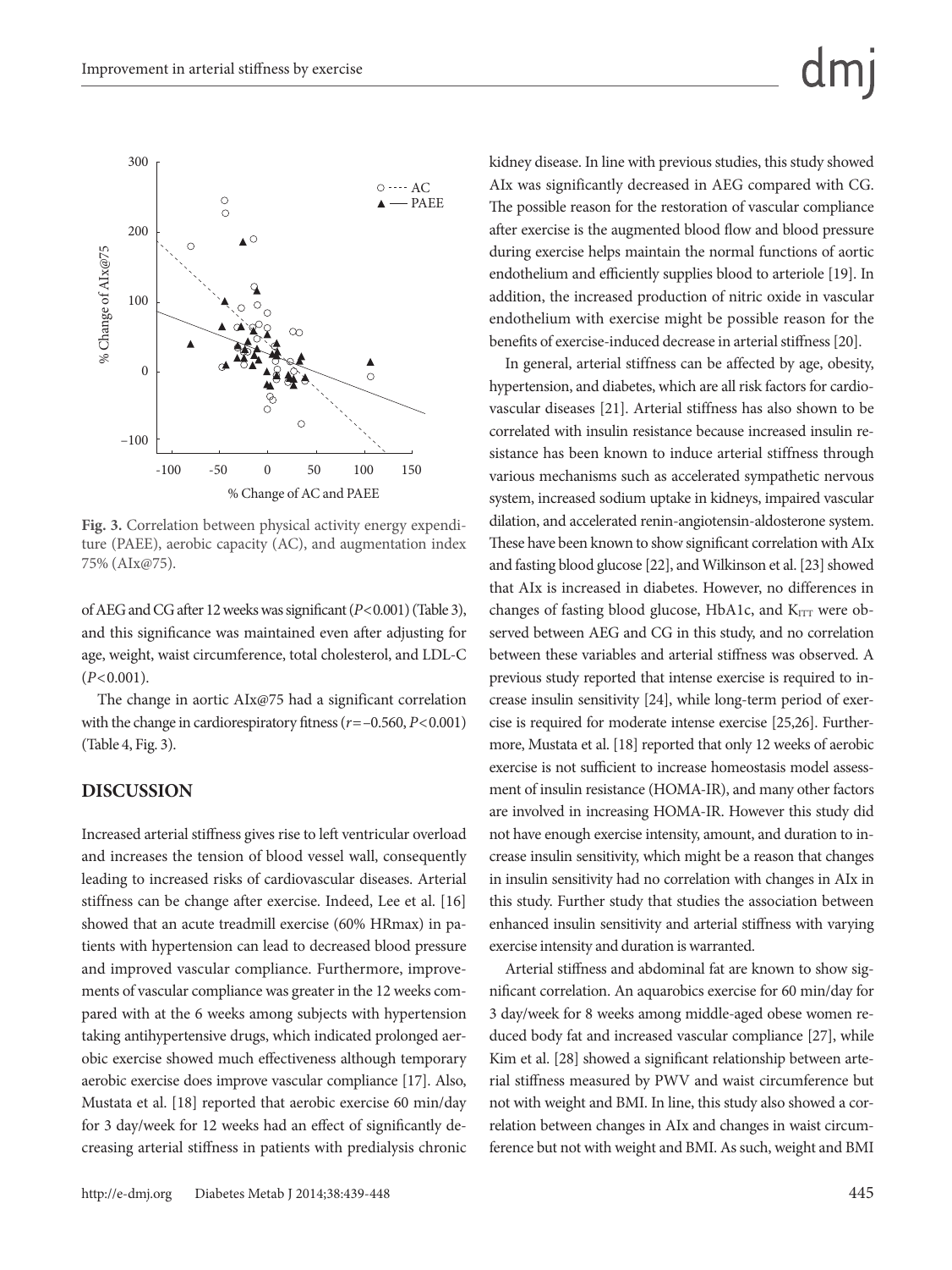Fig. 3. Correlation between physical activity energy expenditure (PAEE), aerobic capacity (AC), and augmentation index 75% (AIx@75).

of AEG and CG after 12 weeks was significant ($P<0.001$) (Table 3), and this significance was maintained even after adjusting for age, weight, waist circumference, total cholesterol, and LDL-C ($P<0.001$).

The change in aortic AIx@75 had a significant correlation with the change in cardiorespiratory fitness ($r=-0.560$, $P<0.001$) (Table 4, Fig. 3).

## DISCUSSION

Increased arterial stiffness gives rise to left ventricular overload and increases the tension of blood vessel wall, consequently leading to increased risks of cardiovascular diseases. Arterial stiffness can be change after exercise. Indeed, Lee et al. [16] showed that an acute treadmill exercise (60% HRmax) in patients with hypertension can lead to decreased blood pressure and improved vascular compliance. Furthermore, improvements of vascular compliance was greater in the 12 weeks compared with at the 6 weeks among subjects with hypertension taking antihypertensive drugs, which indicated prolonged aerobic exercise showed much effectiveness although temporary aerobic exercise does improve vascular compliance [17]. Also, Mustata et al. [18] reported that aerobic exercise 60 min/day for 3 day/week for 12 weeks had an effect of significantly decreasing arterial stiffness in patients with predialysis chronic kidney disease. In line with previous studies, this study showed AIx was significantly decreased in AEG compared with CG. The possible reason for the restoration of vascular compliance after exercise is the augmented blood flow and blood pressure during exercise helps maintain the normal functions of aortic endothelium and efficiently supplies blood to arteriole [19]. In addition, the increased production of nitric oxide in vascular endothelium with exercise might be possible reason for the benefits of exercise-induced decrease in arterial stiffness [20].

In general, arterial stiffness can be affected by age, obesity, hypertension, and diabetes, which are all risk factors for cardiovascular diseases [21]. Arterial stiffness has also shown to be correlated with insulin resistance because increased insulin resistance has been known to induce arterial stiffness through various mechanisms such as accelerated sympathetic nervous system, increased sodium uptake in kidneys, impaired vascular dilation, and accelerated renin-angiotensin-aldosterone system. These have been known to show significant correlation with AIx and fasting blood glucose [22], and Wilkinson et al. [23] showed that AIx is increased in diabetes. However, no differences in changes of fasting blood glucose, HbA1c, and $K_{ITT}$ were observed between AEG and CG in this study, and no correlation between these variables and arterial stiffness was observed. A previous study reported that intense exercise is required to increase insulin sensitivity [24], while long-term period of exercise is required for moderate intense exercise [25,26]. Furthermore, Mustata et al. [18] reported that only 12 weeks of aerobic exercise is not sufficient to increase homeostasis model assessment of insulin resistance (HOMA-IR), and many other factors are involved in increasing HOMA-IR. However this study did not have enough exercise intensity, amount, and duration to increase insulin sensitivity, which might be a reason that changes in insulin sensitivity had no correlation with changes in AIx in this study. Further study that studies the association between enhanced insulin sensitivity and arterial stiffness with varying exercise intensity and duration is warranted.

Arterial stiffness and abdominal fat are known to show significant correlation. An aquarobics exercise for 60 min/day for 3 day/week for 8 weeks among middle-aged obese women reduced body fat and increased vascular compliance [27], while Kim et al. [28] showed a significant relationship between arterial stiffness measured by PWV and waist circumference but not with weight and BMI. In line, this study also showed a correlation between changes in AIx and changes in waist circumference but not with weight and BMI. As such, weight and BMI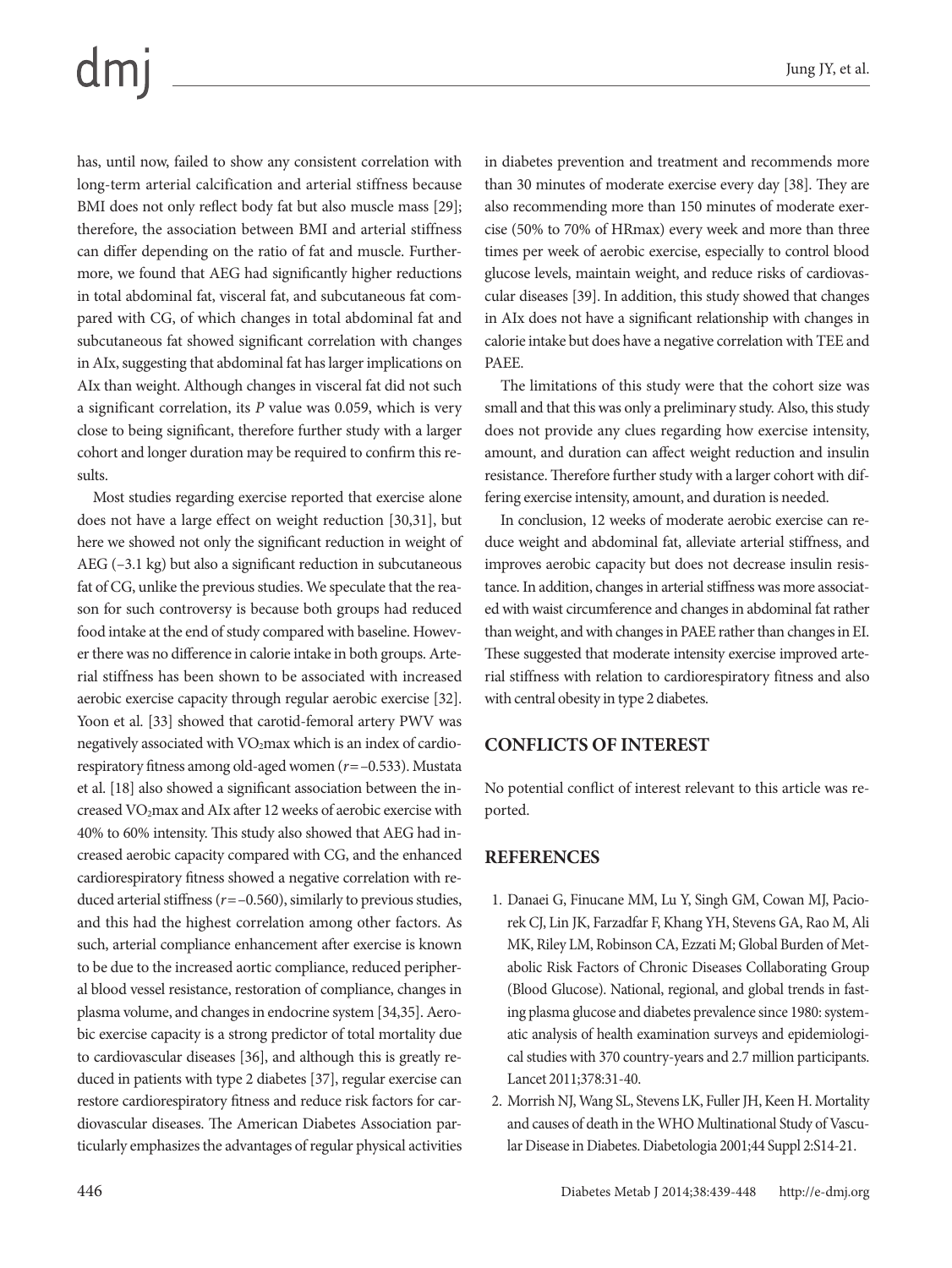has, until now, failed to show any consistent correlation with long-term arterial calcification and arterial stiffness because BMI does not only reflect body fat but also muscle mass [29]; therefore, the association between BMI and arterial stiffness can differ depending on the ratio of fat and muscle. Furthermore, we found that AEG had significantly higher reductions in total abdominal fat, visceral fat, and subcutaneous fat compared with CG, of which changes in total abdominal fat and subcutaneous fat showed significant correlation with changes in AIx, suggesting that abdominal fat has larger implications on AIx than weight. Although changes in visceral fat did not such a significant correlation, its *P* value was 0.059, which is very close to being significant, therefore further study with a larger cohort and longer duration may be required to confirm this results.

Most studies regarding exercise reported that exercise alone does not have a large effect on weight reduction [30,31], but here we showed not only the significant reduction in weight of AEG (–3.1 kg) but also a significant reduction in subcutaneous fat of CG, unlike the previous studies. We speculate that the reason for such controversy is because both groups had reduced food intake at the end of study compared with baseline. However there was no difference in calorie intake in both groups. Arterial stiffness has been shown to be associated with increased aerobic exercise capacity through regular aerobic exercise [32]. Yoon et al. [33] showed that carotid-femoral artery PWV was negatively associated with $VO_2$max which is an index of cardiorespiratory fitness among old-aged women ($r$=–0.533). Mustata et al. [18] also showed a significant association between the increased $VO_2$max and AIx after 12 weeks of aerobic exercise with 40% to 60% intensity. This study also showed that AEG had increased aerobic capacity compared with CG, and the enhanced cardiorespiratory fitness showed a negative correlation with reduced arterial stiffness ($r$=–0.560), similarly to previous studies, and this had the highest correlation among other factors. As such, arterial compliance enhancement after exercise is known to be due to the increased aortic compliance, reduced peripheral blood vessel resistance, restoration of compliance, changes in plasma volume, and changes in endocrine system [34,35]. Aerobic exercise capacity is a strong predictor of total mortality due to cardiovascular diseases [36], and although this is greatly reduced in patients with type 2 diabetes [37], regular exercise can restore cardiorespiratory fitness and reduce risk factors for cardiovascular diseases. The American Diabetes Association particularly emphasizes the advantages of regular physical activities in diabetes prevention and treatment and recommends more than 30 minutes of moderate exercise every day [38]. They are also recommending more than 150 minutes of moderate exercise (50% to 70% of HRmax) every week and more than three times per week of aerobic exercise, especially to control blood glucose levels, maintain weight, and reduce risks of cardiovascular diseases [39]. In addition, this study showed that changes in AIx does not have a significant relationship with changes in calorie intake but does have a negative correlation with TEE and PAEE.

The limitations of this study were that the cohort size was small and that this was only a preliminary study. Also, this study does not provide any clues regarding how exercise intensity, amount, and duration can affect weight reduction and insulin resistance. Therefore further study with a larger cohort with differing exercise intensity, amount, and duration is needed.

In conclusion, 12 weeks of moderate aerobic exercise can reduce weight and abdominal fat, alleviate arterial stiffness, and improves aerobic capacity but does not decrease insulin resistance. In addition, changes in arterial stiffness was more associated with waist circumference and changes in abdominal fat rather than weight, and with changes in PAEE rather than changes in EI. These suggested that moderate intensity exercise improved arterial stiffness with relation to cardiorespiratory fitness and also with central obesity in type 2 diabetes.

## CONFLICTS OF INTEREST

No potential conflict of interest relevant to this article was reported.

## REFERENCES

1. Danaei G, Finucane MM, Lu Y, Singh GM, Cowan MJ, Paciorek CJ, Lin JK, Farzadfar F, Khang YH, Stevens GA, Rao M, Ali MK, Riley LM, Robinson CA, Ezzati M; Global Burden of Metabolic Risk Factors of Chronic Diseases Collaborating Group (Blood Glucose). National, regional, and global trends in fasting plasma glucose and diabetes prevalence since 1980: systematic analysis of health examination surveys and epidemiological studies with 370 country-years and 2.7 million participants. Lancet 2011;378:31-40.
2. Morrish NJ, Wang SL, Stevens LK, Fuller JH, Keen H. Mortality and causes of death in the WHO Multinational Study of Vascular Disease in Diabetes. Diabetologia 2001;44 Suppl 2:S14-21.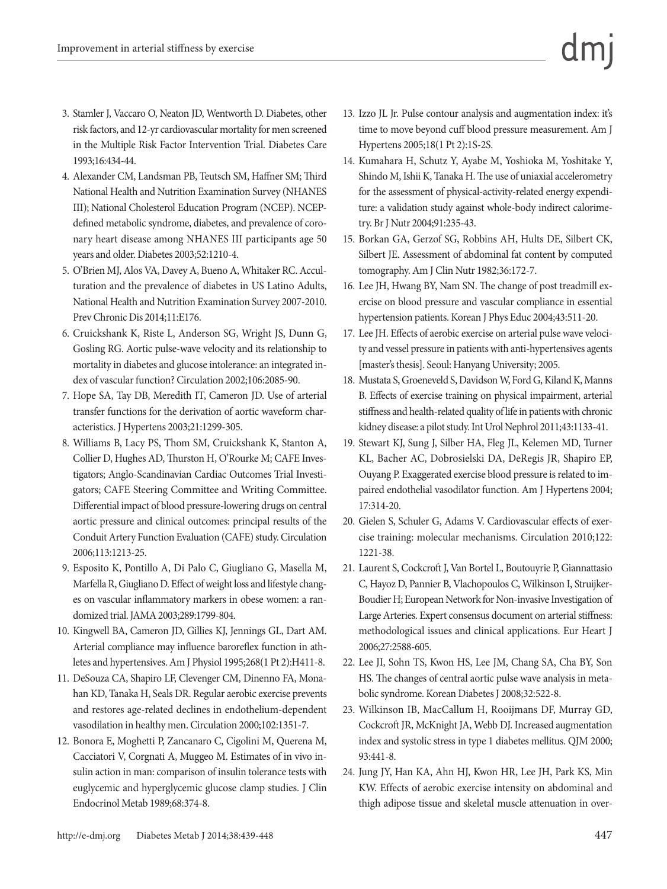3. Stamler J, Vaccaro O, Neaton JD, Wentworth D. Diabetes, other risk factors, and 12-yr cardiovascular mortality for men screened in the Multiple Risk Factor Intervention Trial. Diabetes Care 1993;16:434-44.
4. Alexander CM, Landsman PB, Teutsch SM, Haffner SM; Third National Health and Nutrition Examination Survey (NHANES III); National Cholesterol Education Program (NCEP). NCEP-defined metabolic syndrome, diabetes, and prevalence of coronary heart disease among NHANES III participants age 50 years and older. Diabetes 2003;52:1210-4.
5. O'Brien MJ, Alos VA, Davey A, Bueno A, Whitaker RC. Acculturation and the prevalence of diabetes in US Latino Adults, National Health and Nutrition Examination Survey 2007-2010. Prev Chronic Dis 2014;11:E176.
6. Cruickshank K, Riste L, Anderson SG, Wright JS, Dunn G, Gosling RG. Aortic pulse-wave velocity and its relationship to mortality in diabetes and glucose intolerance: an integrated index of vascular function? Circulation 2002;106:2085-90.
7. Hope SA, Tay DB, Meredith IT, Cameron JD. Use of arterial transfer functions for the derivation of aortic waveform characteristics. J Hypertens 2003;21:1299-305.
8. Williams B, Lacy PS, Thom SM, Cruickshank K, Stanton A, Collier D, Hughes AD, Thurston H, O'Rourke M; CAFE Investigators; Anglo-Scandinavian Cardiac Outcomes Trial Investigators; CAFE Steering Committee and Writing Committee. Differential impact of blood pressure-lowering drugs on central aortic pressure and clinical outcomes: principal results of the Conduit Artery Function Evaluation (CAFE) study. Circulation 2006;113:1213-25.
9. Esposito K, Pontillo A, Di Palo C, Giugliano G, Masella M, Marfella R, Giugliano D. Effect of weight loss and lifestyle changes on vascular inflammatory markers in obese women: a randomized trial. JAMA 2003;289:1799-804.
10. Kingwell BA, Cameron JD, Gillies KJ, Jennings GL, Dart AM. Arterial compliance may influence baroreflex function in athletes and hypertensives. Am J Physiol 1995;268(1 Pt 2):H411-8.
11. DeSouza CA, Shapiro LF, Clevenger CM, Dinenno FA, Monahan KD, Tanaka H, Seals DR. Regular aerobic exercise prevents and restores age-related declines in endothelium-dependent vasodilation in healthy men. Circulation 2000;102:1351-7.
12. Bonora E, Moghetti P, Zancanaro C, Cigolini M, Querena M, Cacciatori V, Corgnati A, Muggeo M. Estimates of in vivo insulin action in man: comparison of insulin tolerance tests with euglycemic and hyperglycemic glucose clamp studies. J Clin Endocrinol Metab 1989;68:374-8.
13. Izzo JL Jr. Pulse contour analysis and augmentation index: it's time to move beyond cuff blood pressure measurement. Am J Hypertens 2005;18(1 Pt 2):1S-2S.
14. Kumahara H, Schutz Y, Ayabe M, Yoshioka M, Yoshitake Y, Shindo M, Ishii K, Tanaka H. The use of uniaxial accelerometry for the assessment of physical-activity-related energy expenditure: a validation study against whole-body indirect calorimetry. Br J Nutr 2004;91:235-43.
15. Borkan GA, Gerzof SG, Robbins AH, Hults DE, Silbert CK, Silbert JE. Assessment of abdominal fat content by computed tomography. Am J Clin Nutr 1982;36:172-7.
16. Lee JH, Hwang BY, Nam SN. The change of post treadmill exercise on blood pressure and vascular compliance in essential hypertension patients. Korean J Phys Educ 2004;43:511-20.
17. Lee JH. Effects of aerobic exercise on arterial pulse wave velocity and vessel pressure in patients with anti-hypertensives agents [master's thesis]. Seoul: Hanyang University; 2005.
18. Mustata S, Groeneveld S, Davidson W, Ford G, Kiland K, Manns B. Effects of exercise training on physical impairment, arterial stiffness and health-related quality of life in patients with chronic kidney disease: a pilot study. Int Urol Nephrol 2011;43:1133-41.
19. Stewart KJ, Sung J, Silber HA, Fleg JL, Kelemen MD, Turner KL, Bacher AC, Dobrosielski DA, DeRegis JR, Shapiro EP, Ouyang P. Exaggerated exercise blood pressure is related to impaired endothelial vasodilator function. Am J Hypertens 2004;17:314-20.
20. Gielen S, Schuler G, Adams V. Cardiovascular effects of exercise training: molecular mechanisms. Circulation 2010;122:1221-38.
21. Laurent S, Cockcroft J, Van Bortel L, Boutouyrie P, Giannattasio C, Hayoz D, Pannier B, Vlachopoulos C, Wilkinson I, Struijker-Boudier H; European Network for Non-invasive Investigation of Large Arteries. Expert consensus document on arterial stiffness: methodological issues and clinical applications. Eur Heart J 2006;27:2588-605.
22. Lee JI, Sohn TS, Kwon HS, Lee JM, Chang SA, Cha BY, Son HS. The changes of central aortic pulse wave analysis in metabolic syndrome. Korean Diabetes J 2008;32:522-8.
23. Wilkinson IB, MacCallum H, Rooijmans DF, Murray GD, Cockcroft JR, McKnight JA, Webb DJ. Increased augmentation index and systolic stress in type 1 diabetes mellitus. QJM 2000;93:441-8.
24. Jung JY, Han KA, Ahn HJ, Kwon HR, Lee JH, Park KS, Min KW. Effects of aerobic exercise intensity on abdominal and thigh adipose tissue and skeletal muscle attenuation in over-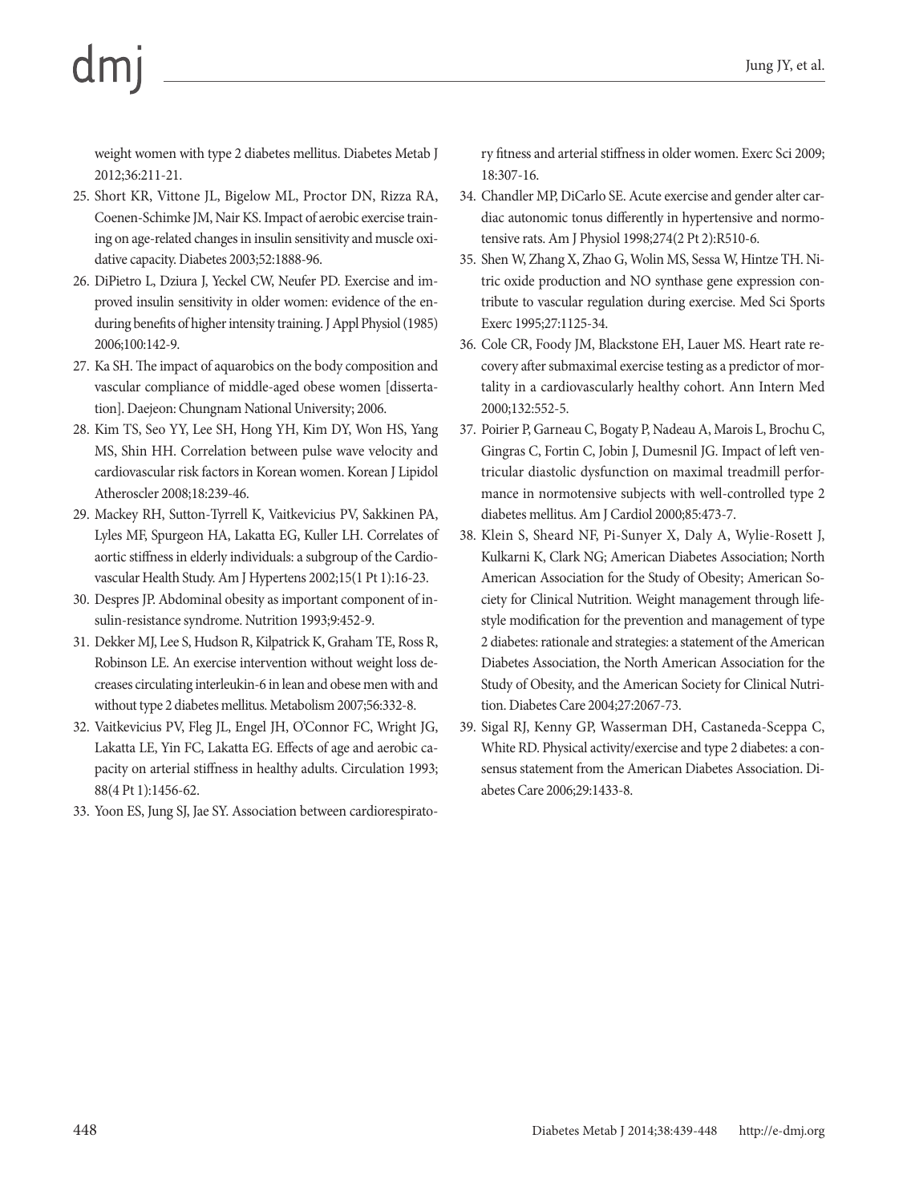weight women with type 2 diabetes mellitus. Diabetes Metab J 2012;36:211-21.

25. Short KR, Vittone JL, Bigelow ML, Proctor DN, Rizza RA, Coenen-Schimke JM, Nair KS. Impact of aerobic exercise training on age-related changes in insulin sensitivity and muscle oxidative capacity. Diabetes 2003;52:1888-96.
26. DiPietro L, Dziura J, Yeckel CW, Neufer PD. Exercise and improved insulin sensitivity in older women: evidence of the enduring benefits of higher intensity training. J Appl Physiol (1985) 2006;100:142-9.
27. Ka SH. The impact of aquarobics on the body composition and vascular compliance of middle-aged obese women [dissertation]. Daejeon: Chungnam National University; 2006.
28. Kim TS, Seo YY, Lee SH, Hong YH, Kim DY, Won HS, Yang MS, Shin HH. Correlation between pulse wave velocity and cardiovascular risk factors in Korean women. Korean J Lipidol Atheroscler 2008;18:239-46.
29. Mackey RH, Sutton-Tyrrell K, Vaitkevicius PV, Sakkinen PA, Lyles MF, Spurgeon HA, Lakatta EG, Kuller LH. Correlates of aortic stiffness in elderly individuals: a subgroup of the Cardiovascular Health Study. Am J Hypertens 2002;15(1 Pt 1):16-23.
30. Despres JP. Abdominal obesity as important component of insulin-resistance syndrome. Nutrition 1993;9:452-9.
31. Dekker MJ, Lee S, Hudson R, Kilpatrick K, Graham TE, Ross R, Robinson LE. An exercise intervention without weight loss decreases circulating interleukin-6 in lean and obese men with and without type 2 diabetes mellitus. Metabolism 2007;56:332-8.
32. Vaitkevicius PV, Fleg JL, Engel JH, O'Connor FC, Wright JG, Lakatta LE, Yin FC, Lakatta EG. Effects of age and aerobic capacity on arterial stiffness in healthy adults. Circulation 1993; 88(4 Pt 1):1456-62.
33. Yoon ES, Jung SJ, Jae SY. Association between cardiorespiratory fitness and arterial stiffness in older women. Exerc Sci 2009; 18:307-16.
34. Chandler MP, DiCarlo SE. Acute exercise and gender alter cardiac autonomic tonus differently in hypertensive and normotensive rats. Am J Physiol 1998;274(2 Pt 2):R510-6.
35. Shen W, Zhang X, Zhao G, Wolin MS, Sessa W, Hintze TH. Nitric oxide production and NO synthase gene expression contribute to vascular regulation during exercise. Med Sci Sports Exerc 1995;27:1125-34.
36. Cole CR, Foody JM, Blackstone EH, Lauer MS. Heart rate recovery after submaximal exercise testing as a predictor of mortality in a cardiovascularly healthy cohort. Ann Intern Med 2000;132:552-5.
37. Poirier P, Garneau C, Bogaty P, Nadeau A, Marois L, Brochu C, Gingras C, Fortin C, Jobin J, Dumesnil JG. Impact of left ventricular diastolic dysfunction on maximal treadmill performance in normotensive subjects with well-controlled type 2 diabetes mellitus. Am J Cardiol 2000;85:473-7.
38. Klein S, Sheard NF, Pi-Sunyer X, Daly A, Wylie-Rosett J, Kulkarni K, Clark NG; American Diabetes Association; North American Association for the Study of Obesity; American Society for Clinical Nutrition. Weight management through lifestyle modification for the prevention and management of type 2 diabetes: rationale and strategies: a statement of the American Diabetes Association, the North American Association for the Study of Obesity, and the American Society for Clinical Nutrition. Diabetes Care 2004;27:2067-73.
39. Sigal RJ, Kenny GP, Wasserman DH, Castaneda-Sceppa C, White RD. Physical activity/exercise and type 2 diabetes: a consensus statement from the American Diabetes Association. Diabetes Care 2006;29:1433-8.